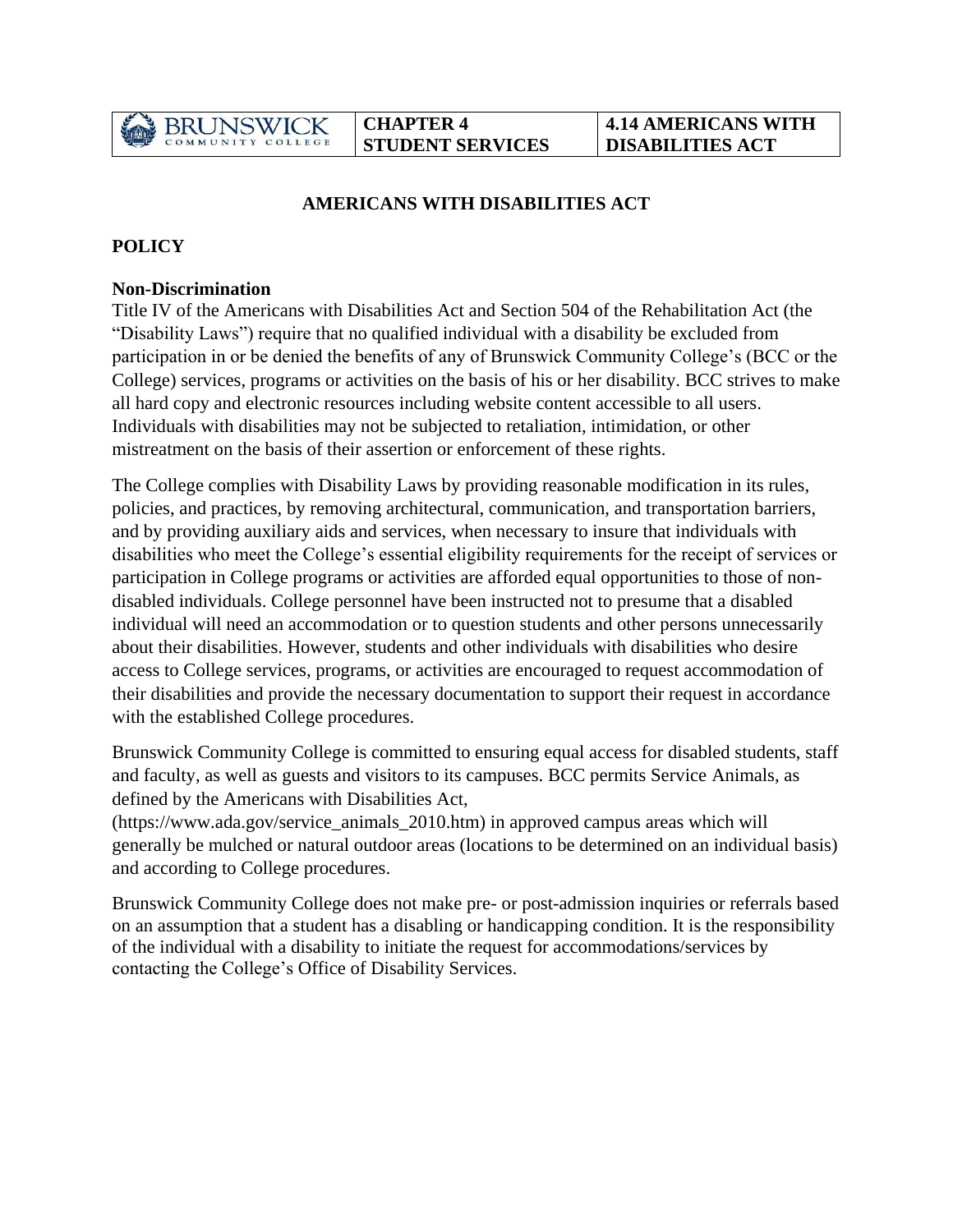| BRUNSWICK COMMUNITY COLLEGE | CHAPTER 4 STUDENT SERVICES | 4.14 AMERICANS WITH DISABILITIES ACT |
|---|---|---|

# AMERICANS WITH DISABILITIES ACT

## POLICY

### Non-Discrimination

Title IV of the Americans with Disabilities Act and Section 504 of the Rehabilitation Act (the "Disability Laws") require that no qualified individual with a disability be excluded from participation in or be denied the benefits of any of Brunswick Community College's (BCC or the College) services, programs or activities on the basis of his or her disability. BCC strives to make all hard copy and electronic resources including website content accessible to all users. Individuals with disabilities may not be subjected to retaliation, intimidation, or other mistreatment on the basis of their assertion or enforcement of these rights.

The College complies with Disability Laws by providing reasonable modification in its rules, policies, and practices, by removing architectural, communication, and transportation barriers, and by providing auxiliary aids and services, when necessary to insure that individuals with disabilities who meet the College's essential eligibility requirements for the receipt of services or participation in College programs or activities are afforded equal opportunities to those of non-disabled individuals. College personnel have been instructed not to presume that a disabled individual will need an accommodation or to question students and other persons unnecessarily about their disabilities. However, students and other individuals with disabilities who desire access to College services, programs, or activities are encouraged to request accommodation of their disabilities and provide the necessary documentation to support their request in accordance with the established College procedures.

Brunswick Community College is committed to ensuring equal access for disabled students, staff and faculty, as well as guests and visitors to its campuses. BCC permits Service Animals, as defined by the Americans with Disabilities Act, (https://www.ada.gov/service_animals_2010.htm) in approved campus areas which will generally be mulched or natural outdoor areas (locations to be determined on an individual basis) and according to College procedures.

Brunswick Community College does not make pre- or post-admission inquiries or referrals based on an assumption that a student has a disabling or handicapping condition. It is the responsibility of the individual with a disability to initiate the request for accommodations/services by contacting the College's Office of Disability Services.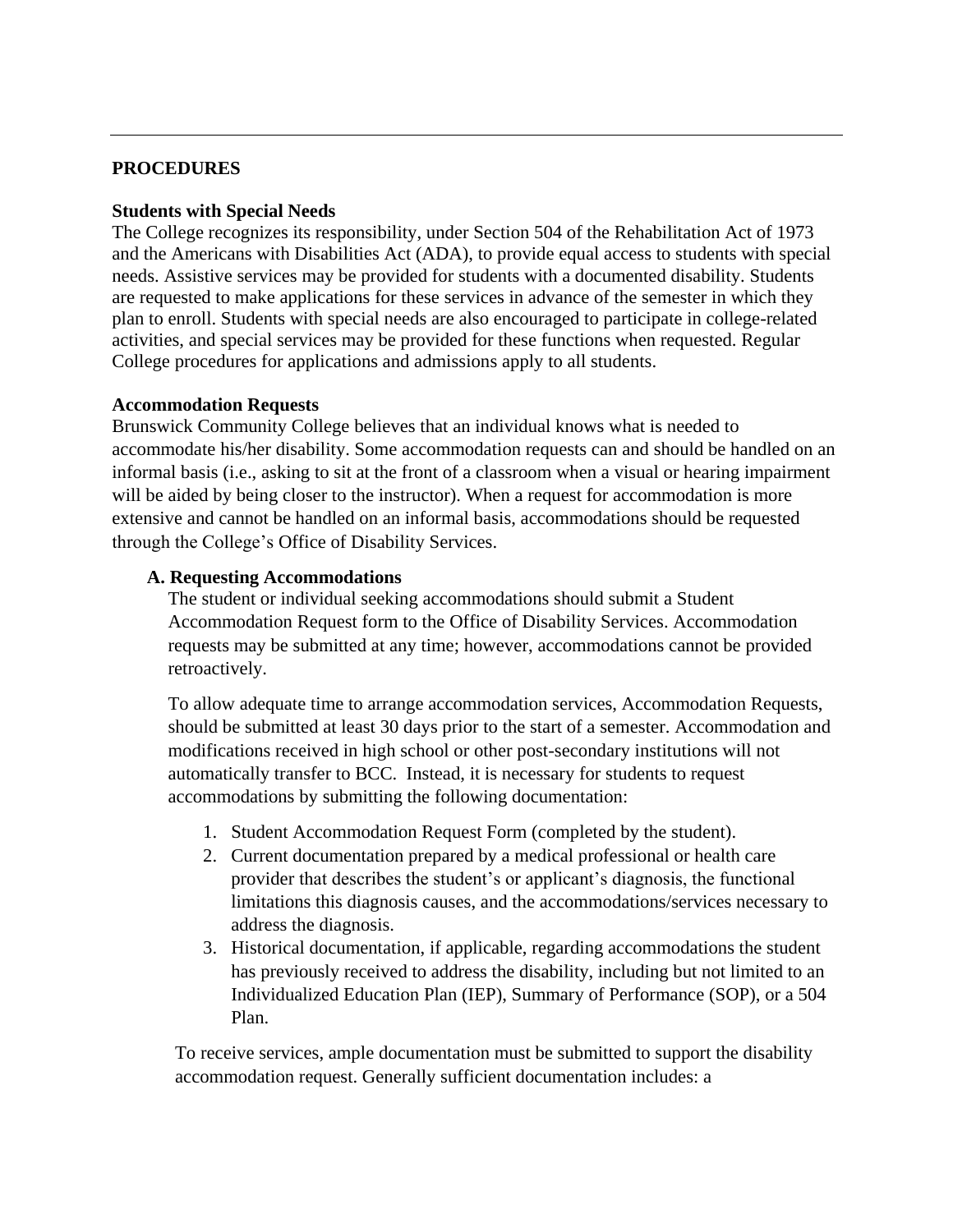## PROCEDURES

### Students with Special Needs

The College recognizes its responsibility, under Section 504 of the Rehabilitation Act of 1973 and the Americans with Disabilities Act (ADA), to provide equal access to students with special needs. Assistive services may be provided for students with a documented disability. Students are requested to make applications for these services in advance of the semester in which they plan to enroll. Students with special needs are also encouraged to participate in college-related activities, and special services may be provided for these functions when requested. Regular College procedures for applications and admissions apply to all students.

### Accommodation Requests

Brunswick Community College believes that an individual knows what is needed to accommodate his/her disability. Some accommodation requests can and should be handled on an informal basis (i.e., asking to sit at the front of a classroom when a visual or hearing impairment will be aided by being closer to the instructor). When a request for accommodation is more extensive and cannot be handled on an informal basis, accommodations should be requested through the College's Office of Disability Services.

#### A. Requesting Accommodations

The student or individual seeking accommodations should submit a Student Accommodation Request form to the Office of Disability Services. Accommodation requests may be submitted at any time; however, accommodations cannot be provided retroactively.

To allow adequate time to arrange accommodation services, Accommodation Requests, should be submitted at least 30 days prior to the start of a semester. Accommodation and modifications received in high school or other post-secondary institutions will not automatically transfer to BCC. Instead, it is necessary for students to request accommodations by submitting the following documentation:

1. Student Accommodation Request Form (completed by the student).
2. Current documentation prepared by a medical professional or health care provider that describes the student's or applicant's diagnosis, the functional limitations this diagnosis causes, and the accommodations/services necessary to address the diagnosis.
3. Historical documentation, if applicable, regarding accommodations the student has previously received to address the disability, including but not limited to an Individualized Education Plan (IEP), Summary of Performance (SOP), or a 504 Plan.

To receive services, ample documentation must be submitted to support the disability accommodation request. Generally sufficient documentation includes: a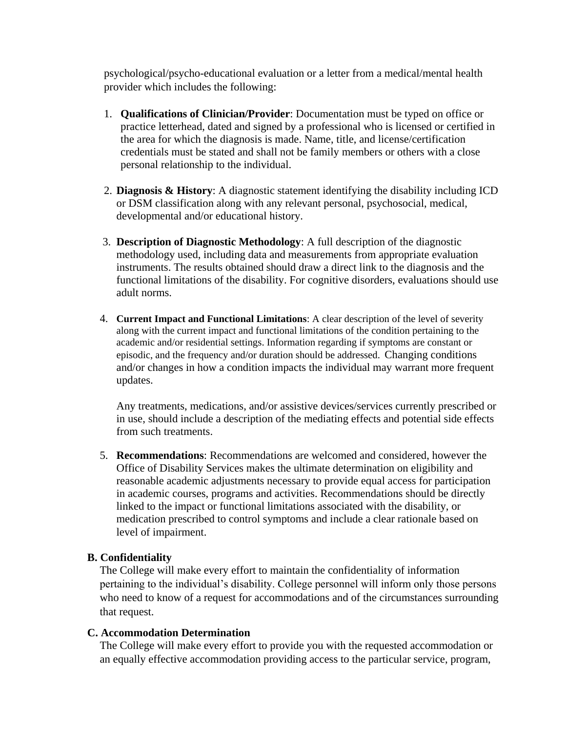psychological/psycho-educational evaluation or a letter from a medical/mental health provider which includes the following:

1. **Qualifications of Clinician/Provider**: Documentation must be typed on office or practice letterhead, dated and signed by a professional who is licensed or certified in the area for which the diagnosis is made. Name, title, and license/certification credentials must be stated and shall not be family members or others with a close personal relationship to the individual.

2. **Diagnosis & History**: A diagnostic statement identifying the disability including ICD or DSM classification along with any relevant personal, psychosocial, medical, developmental and/or educational history.

3. **Description of Diagnostic Methodology**: A full description of the diagnostic methodology used, including data and measurements from appropriate evaluation instruments. The results obtained should draw a direct link to the diagnosis and the functional limitations of the disability. For cognitive disorders, evaluations should use adult norms.

4. **Current Impact and Functional Limitations**: A clear description of the level of severity along with the current impact and functional limitations of the condition pertaining to the academic and/or residential settings. Information regarding if symptoms are constant or episodic, and the frequency and/or duration should be addressed. Changing conditions and/or changes in how a condition impacts the individual may warrant more frequent updates.

   Any treatments, medications, and/or assistive devices/services currently prescribed or in use, should include a description of the mediating effects and potential side effects from such treatments.

5. **Recommendations**: Recommendations are welcomed and considered, however the Office of Disability Services makes the ultimate determination on eligibility and reasonable academic adjustments necessary to provide equal access for participation in academic courses, programs and activities. Recommendations should be directly linked to the impact or functional limitations associated with the disability, or medication prescribed to control symptoms and include a clear rationale based on level of impairment.

**B. Confidentiality**

The College will make every effort to maintain the confidentiality of information pertaining to the individual's disability. College personnel will inform only those persons who need to know of a request for accommodations and of the circumstances surrounding that request.

**C. Accommodation Determination**

The College will make every effort to provide you with the requested accommodation or an equally effective accommodation providing access to the particular service, program,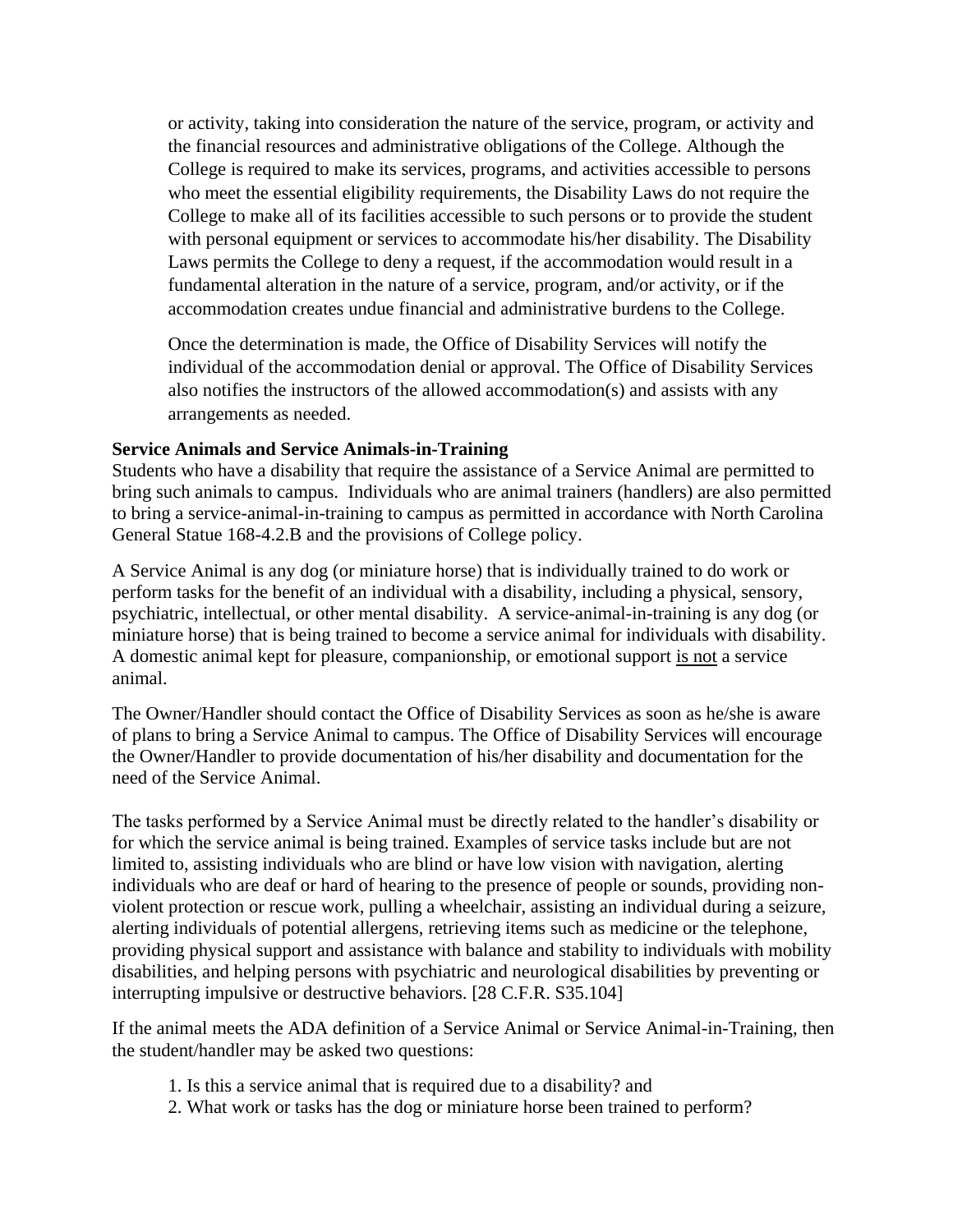or activity, taking into consideration the nature of the service, program, or activity and the financial resources and administrative obligations of the College. Although the College is required to make its services, programs, and activities accessible to persons who meet the essential eligibility requirements, the Disability Laws do not require the College to make all of its facilities accessible to such persons or to provide the student with personal equipment or services to accommodate his/her disability. The Disability Laws permits the College to deny a request, if the accommodation would result in a fundamental alteration in the nature of a service, program, and/or activity, or if the accommodation creates undue financial and administrative burdens to the College.

Once the determination is made, the Office of Disability Services will notify the individual of the accommodation denial or approval. The Office of Disability Services also notifies the instructors of the allowed accommodation(s) and assists with any arrangements as needed.

**Service Animals and Service Animals-in-Training**

Students who have a disability that require the assistance of a Service Animal are permitted to bring such animals to campus. Individuals who are animal trainers (handlers) are also permitted to bring a service-animal-in-training to campus as permitted in accordance with North Carolina General Statue 168-4.2.B and the provisions of College policy.

A Service Animal is any dog (or miniature horse) that is individually trained to do work or perform tasks for the benefit of an individual with a disability, including a physical, sensory, psychiatric, intellectual, or other mental disability. A service-animal-in-training is any dog (or miniature horse) that is being trained to become a service animal for individuals with disability. A domestic animal kept for pleasure, companionship, or emotional support is not a service animal.

The Owner/Handler should contact the Office of Disability Services as soon as he/she is aware of plans to bring a Service Animal to campus. The Office of Disability Services will encourage the Owner/Handler to provide documentation of his/her disability and documentation for the need of the Service Animal.

The tasks performed by a Service Animal must be directly related to the handler's disability or for which the service animal is being trained. Examples of service tasks include but are not limited to, assisting individuals who are blind or have low vision with navigation, alerting individuals who are deaf or hard of hearing to the presence of people or sounds, providing non-violent protection or rescue work, pulling a wheelchair, assisting an individual during a seizure, alerting individuals of potential allergens, retrieving items such as medicine or the telephone, providing physical support and assistance with balance and stability to individuals with mobility disabilities, and helping persons with psychiatric and neurological disabilities by preventing or interrupting impulsive or destructive behaviors. [28 C.F.R. S35.104]

If the animal meets the ADA definition of a Service Animal or Service Animal-in-Training, then the student/handler may be asked two questions:

1. Is this a service animal that is required due to a disability? and
2. What work or tasks has the dog or miniature horse been trained to perform?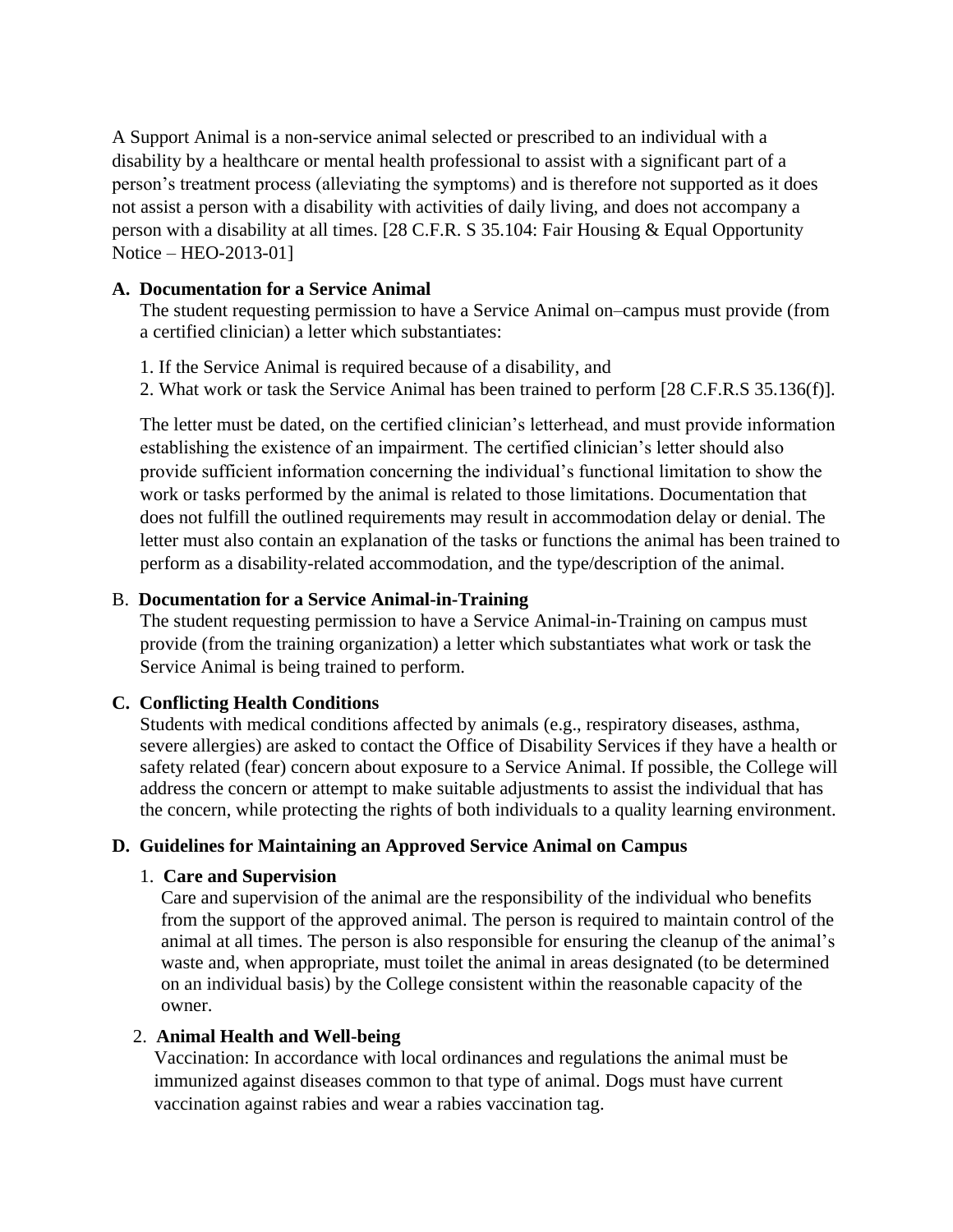A Support Animal is a non-service animal selected or prescribed to an individual with a disability by a healthcare or mental health professional to assist with a significant part of a person's treatment process (alleviating the symptoms) and is therefore not supported as it does not assist a person with a disability with activities of daily living, and does not accompany a person with a disability at all times. [28 C.F.R. S 35.104: Fair Housing & Equal Opportunity Notice – HEO-2013-01]

**A. Documentation for a Service Animal**

The student requesting permission to have a Service Animal on–campus must provide (from a certified clinician) a letter which substantiates:

1. If the Service Animal is required because of a disability, and
2. What work or task the Service Animal has been trained to perform [28 C.F.R.S 35.136(f)].

The letter must be dated, on the certified clinician's letterhead, and must provide information establishing the existence of an impairment. The certified clinician's letter should also provide sufficient information concerning the individual's functional limitation to show the work or tasks performed by the animal is related to those limitations. Documentation that does not fulfill the outlined requirements may result in accommodation delay or denial. The letter must also contain an explanation of the tasks or functions the animal has been trained to perform as a disability-related accommodation, and the type/description of the animal.

B. **Documentation for a Service Animal-in-Training**

The student requesting permission to have a Service Animal-in-Training on campus must provide (from the training organization) a letter which substantiates what work or task the Service Animal is being trained to perform.

**C. Conflicting Health Conditions**

Students with medical conditions affected by animals (e.g., respiratory diseases, asthma, severe allergies) are asked to contact the Office of Disability Services if they have a health or safety related (fear) concern about exposure to a Service Animal. If possible, the College will address the concern or attempt to make suitable adjustments to assist the individual that has the concern, while protecting the rights of both individuals to a quality learning environment.

**D. Guidelines for Maintaining an Approved Service Animal on Campus**

1. **Care and Supervision**

   Care and supervision of the animal are the responsibility of the individual who benefits from the support of the approved animal. The person is required to maintain control of the animal at all times. The person is also responsible for ensuring the cleanup of the animal's waste and, when appropriate, must toilet the animal in areas designated (to be determined on an individual basis) by the College consistent within the reasonable capacity of the owner.

2. **Animal Health and Well-being**

   Vaccination: In accordance with local ordinances and regulations the animal must be immunized against diseases common to that type of animal. Dogs must have current vaccination against rabies and wear a rabies vaccination tag.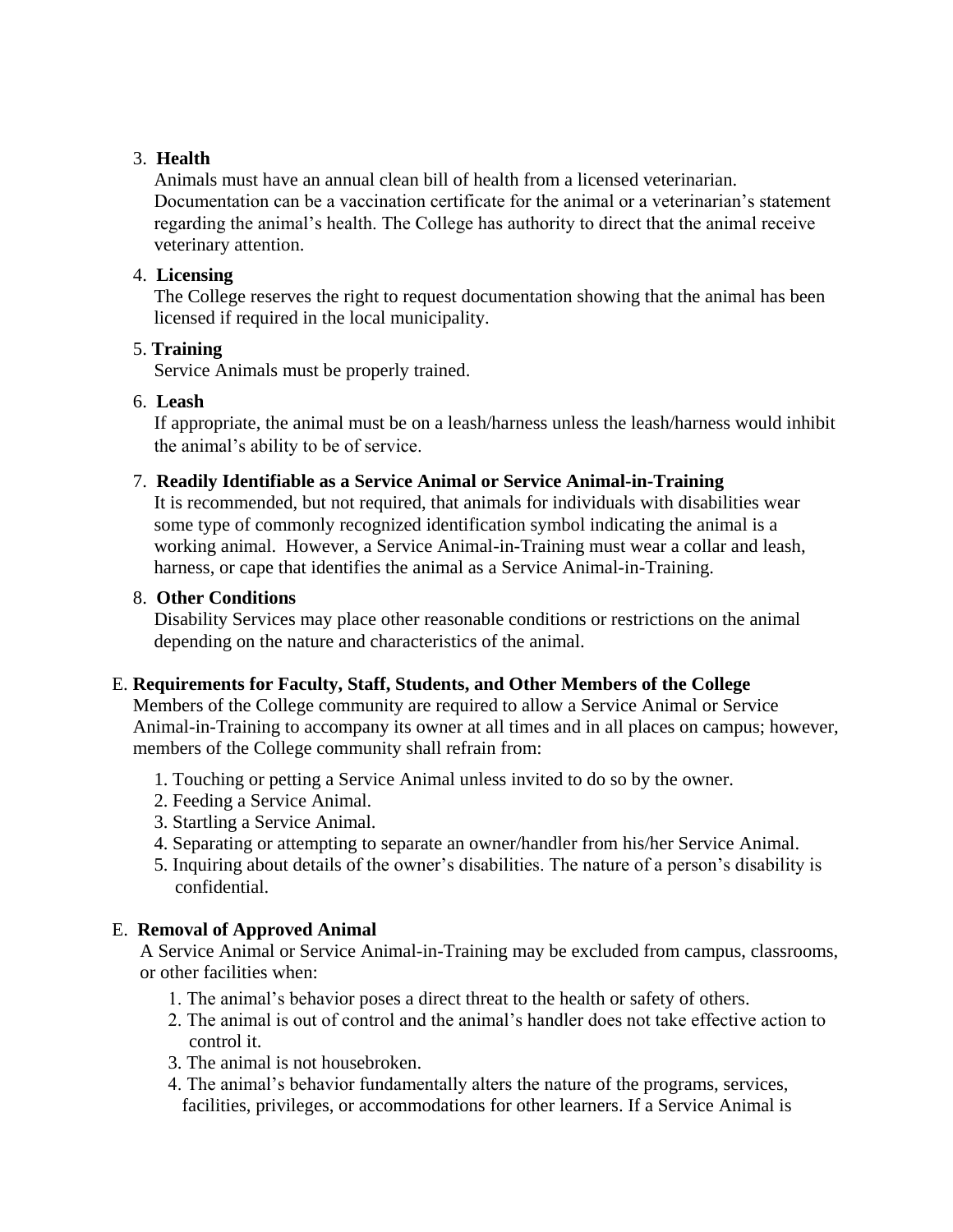3. **Health**
   Animals must have an annual clean bill of health from a licensed veterinarian. Documentation can be a vaccination certificate for the animal or a veterinarian's statement regarding the animal's health. The College has authority to direct that the animal receive veterinary attention.

4. **Licensing**
   The College reserves the right to request documentation showing that the animal has been licensed if required in the local municipality.

5. **Training**
   Service Animals must be properly trained.

6. **Leash**
   If appropriate, the animal must be on a leash/harness unless the leash/harness would inhibit the animal's ability to be of service.

7. **Readily Identifiable as a Service Animal or Service Animal-in-Training**
   It is recommended, but not required, that animals for individuals with disabilities wear some type of commonly recognized identification symbol indicating the animal is a working animal. However, a Service Animal-in-Training must wear a collar and leash, harness, or cape that identifies the animal as a Service Animal-in-Training.

8. **Other Conditions**
   Disability Services may place other reasonable conditions or restrictions on the animal depending on the nature and characteristics of the animal.

E. **Requirements for Faculty, Staff, Students, and Other Members of the College**
Members of the College community are required to allow a Service Animal or Service Animal-in-Training to accompany its owner at all times and in all places on campus; however, members of the College community shall refrain from:

1. Touching or petting a Service Animal unless invited to do so by the owner.
2. Feeding a Service Animal.
3. Startling a Service Animal.
4. Separating or attempting to separate an owner/handler from his/her Service Animal.
5. Inquiring about details of the owner's disabilities. The nature of a person's disability is confidential.

E. **Removal of Approved Animal**
A Service Animal or Service Animal-in-Training may be excluded from campus, classrooms, or other facilities when:

1. The animal's behavior poses a direct threat to the health or safety of others.
2. The animal is out of control and the animal's handler does not take effective action to control it.
3. The animal is not housebroken.
4. The animal's behavior fundamentally alters the nature of the programs, services, facilities, privileges, or accommodations for other learners. If a Service Animal is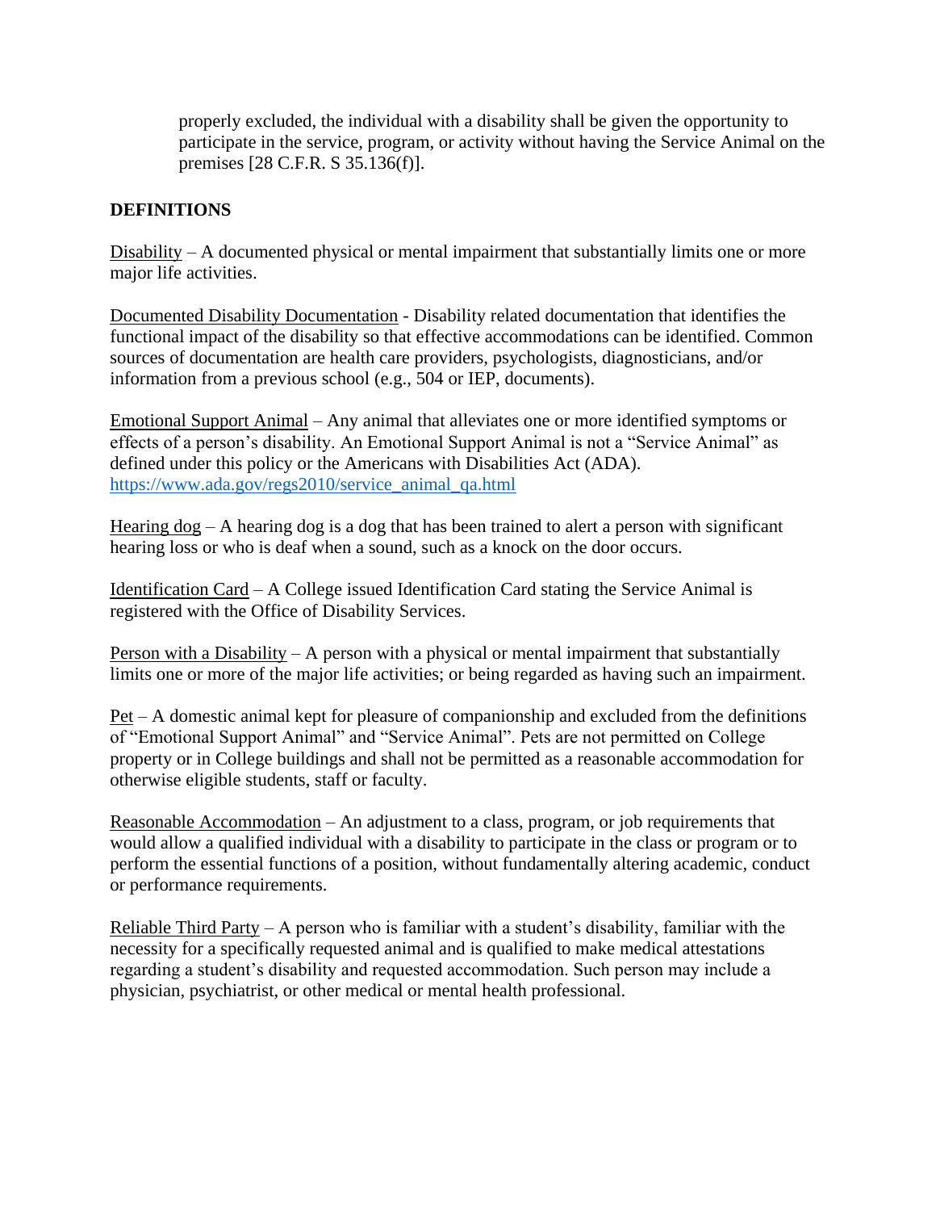properly excluded, the individual with a disability shall be given the opportunity to participate in the service, program, or activity without having the Service Animal on the premises [28 C.F.R. S 35.136(f)].

**DEFINITIONS**

Disability – A documented physical or mental impairment that substantially limits one or more major life activities.

Documented Disability Documentation - Disability related documentation that identifies the functional impact of the disability so that effective accommodations can be identified. Common sources of documentation are health care providers, psychologists, diagnosticians, and/or information from a previous school (e.g., 504 or IEP, documents).

Emotional Support Animal – Any animal that alleviates one or more identified symptoms or effects of a person's disability. An Emotional Support Animal is not a "Service Animal" as defined under this policy or the Americans with Disabilities Act (ADA). [https://www.ada.gov/regs2010/service_animal_qa.html](https://www.ada.gov/regs2010/service_animal_qa.html)

Hearing dog – A hearing dog is a dog that has been trained to alert a person with significant hearing loss or who is deaf when a sound, such as a knock on the door occurs.

Identification Card – A College issued Identification Card stating the Service Animal is registered with the Office of Disability Services.

Person with a Disability – A person with a physical or mental impairment that substantially limits one or more of the major life activities; or being regarded as having such an impairment.

Pet – A domestic animal kept for pleasure of companionship and excluded from the definitions of "Emotional Support Animal" and "Service Animal". Pets are not permitted on College property or in College buildings and shall not be permitted as a reasonable accommodation for otherwise eligible students, staff or faculty.

Reasonable Accommodation – An adjustment to a class, program, or job requirements that would allow a qualified individual with a disability to participate in the class or program or to perform the essential functions of a position, without fundamentally altering academic, conduct or performance requirements.

Reliable Third Party – A person who is familiar with a student's disability, familiar with the necessity for a specifically requested animal and is qualified to make medical attestations regarding a student's disability and requested accommodation. Such person may include a physician, psychiatrist, or other medical or mental health professional.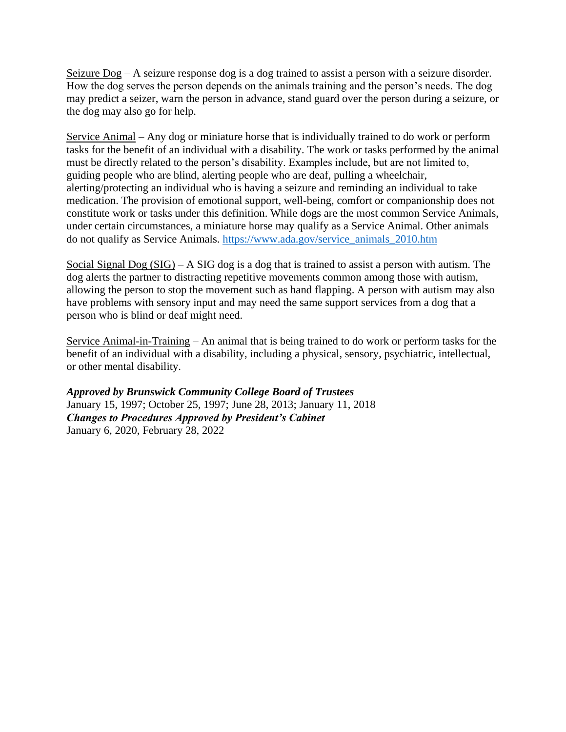Seizure Dog – A seizure response dog is a dog trained to assist a person with a seizure disorder. How the dog serves the person depends on the animals training and the person's needs. The dog may predict a seizer, warn the person in advance, stand guard over the person during a seizure, or the dog may also go for help.

Service Animal – Any dog or miniature horse that is individually trained to do work or perform tasks for the benefit of an individual with a disability. The work or tasks performed by the animal must be directly related to the person's disability. Examples include, but are not limited to, guiding people who are blind, alerting people who are deaf, pulling a wheelchair, alerting/protecting an individual who is having a seizure and reminding an individual to take medication. The provision of emotional support, well-being, comfort or companionship does not constitute work or tasks under this definition. While dogs are the most common Service Animals, under certain circumstances, a miniature horse may qualify as a Service Animal. Other animals do not qualify as Service Animals. [https://www.ada.gov/service_animals_2010.htm](https://www.ada.gov/service_animals_2010.htm)

Social Signal Dog (SIG) – A SIG dog is a dog that is trained to assist a person with autism. The dog alerts the partner to distracting repetitive movements common among those with autism, allowing the person to stop the movement such as hand flapping. A person with autism may also have problems with sensory input and may need the same support services from a dog that a person who is blind or deaf might need.

Service Animal-in-Training – An animal that is being trained to do work or perform tasks for the benefit of an individual with a disability, including a physical, sensory, psychiatric, intellectual, or other mental disability.

***Approved by Brunswick Community College Board of Trustees***
January 15, 1997; October 25, 1997; June 28, 2013; January 11, 2018
***Changes to Procedures Approved by President's Cabinet***
January 6, 2020, February 28, 2022